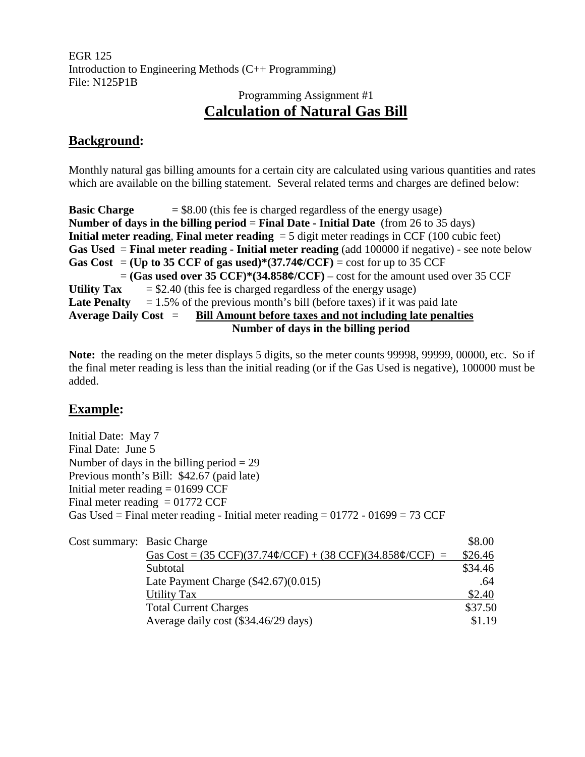EGR 125
Introduction to Engineering Methods (C++ Programming)
File: N125P1B

Programming Assignment #1

# Calculation of Natural Gas Bill

## Background:

Monthly natural gas billing amounts for a certain city are calculated using various quantities and rates which are available on the billing statement. Several related terms and charges are defined below:

**Basic Charge** = $8.00 (this fee is charged regardless of the energy usage)
**Number of days in the billing period** = **Final Date - Initial Date** (from 26 to 35 days)
**Initial meter reading**, **Final meter reading** = 5 digit meter readings in CCF (100 cubic feet)
**Gas Used** = **Final meter reading - Initial meter reading** (add 100000 if negative) - see note below
**Gas Cost** = **(Up to 35 CCF of gas used)*(37.74¢/CCF)** = cost for up to 35 CCF
= **(Gas used over 35 CCF)*(34.858¢/CCF)** – cost for the amount used over 35 CCF
**Utility Tax** = $2.40 (this fee is charged regardless of the energy usage)
**Late Penalty** = 1.5% of the previous month's bill (before taxes) if it was paid late

$$\textbf{Average Daily Cost} = \frac{\textbf{Bill Amount before taxes and not including late penalties}}{\textbf{Number of days in the billing period}}$$

**Note:** the reading on the meter displays 5 digits, so the meter counts 99998, 99999, 00000, etc. So if the final meter reading is less than the initial reading (or if the Gas Used is negative), 100000 must be added.

## Example:

Initial Date: May 7
Final Date: June 5
Number of days in the billing period = 29
Previous month's Bill: $42.67 (paid late)
Initial meter reading = 01699 CCF
Final meter reading = 01772 CCF
Gas Used = Final meter reading - Initial meter reading = 01772 - 01699 = 73 CCF

| Cost summary: | | |
|---|---|---|
| | Basic Charge | $8.00 |
| | Gas Cost = (35 CCF)(37.74¢/CCF) + (38 CCF)(34.858¢/CCF) = | $26.46 |
| | Subtotal | $34.46 |
| | Late Payment Charge ($42.67)(0.015) | .64 |
| | Utility Tax | $2.40 |
| | Total Current Charges | $37.50 |
| | Average daily cost ($34.46/29 days) | $1.19 |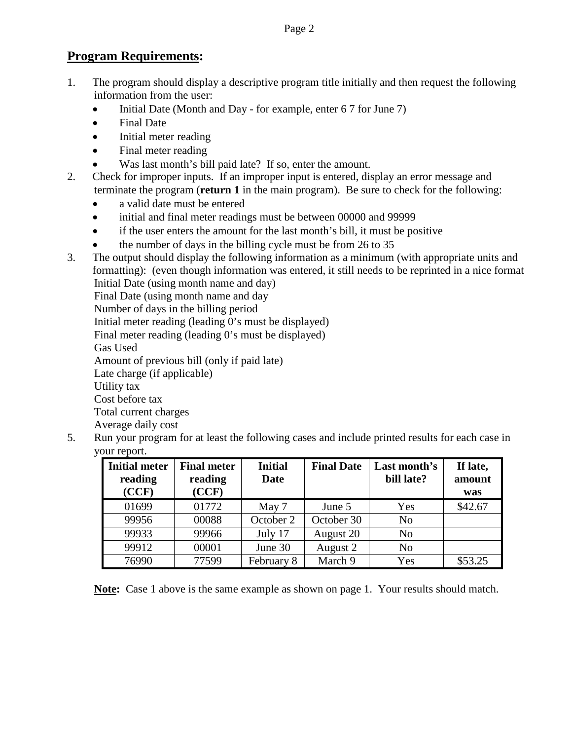## **Program Requirements:**

1. The program should display a descriptive program title initially and then request the following information from the user:
   - Initial Date (Month and Day - for example, enter 6 7 for June 7)
   - Final Date
   - Initial meter reading
   - Final meter reading
   - Was last month's bill paid late? If so, enter the amount.
2. Check for improper inputs. If an improper input is entered, display an error message and terminate the program (**return 1** in the main program). Be sure to check for the following:
   - a valid date must be entered
   - initial and final meter readings must be between 00000 and 99999
   - if the user enters the amount for the last month's bill, it must be positive
   - the number of days in the billing cycle must be from 26 to 35
3. The output should display the following information as a minimum (with appropriate units and formatting): (even though information was entered, it still needs to be reprinted in a nice format
   Initial Date (using month name and day)
   Final Date (using month name and day
   Number of days in the billing period
   Initial meter reading (leading 0's must be displayed)
   Final meter reading (leading 0's must be displayed)
   Gas Used
   Amount of previous bill (only if paid late)
   Late charge (if applicable)
   Utility tax
   Cost before tax
   Total current charges
   Average daily cost
5. Run your program for at least the following cases and include printed results for each case in your report.

| Initial meter reading (CCF) | Final meter reading (CCF) | Initial Date | Final Date | Last month's bill late? | If late, amount was |
|---|---|---|---|---|---|
| 01699 | 01772 | May 7 | June 5 | Yes | $42.67 |
| 99956 | 00088 | October 2 | October 30 | No | |
| 99933 | 99966 | July 17 | August 20 | No | |
| 99912 | 00001 | June 30 | August 2 | No | |
| 76990 | 77599 | February 8 | March 9 | Yes | $53.25 |

**Note:** Case 1 above is the same example as shown on page 1. Your results should match.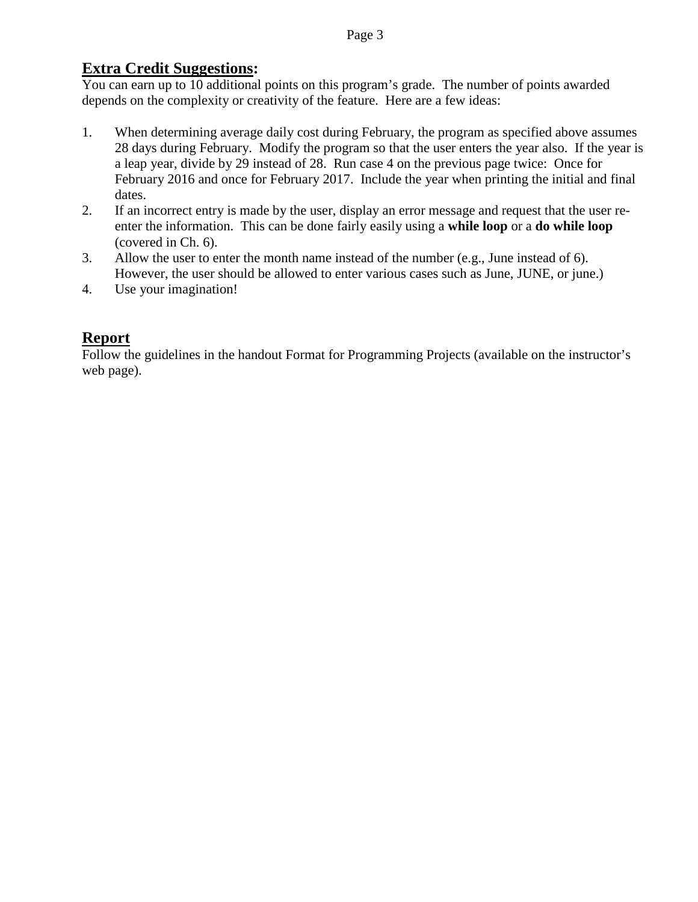## **Extra Credit Suggestions:**

You can earn up to 10 additional points on this program's grade. The number of points awarded depends on the complexity or creativity of the feature. Here are a few ideas:

1. When determining average daily cost during February, the program as specified above assumes 28 days during February. Modify the program so that the user enters the year also. If the year is a leap year, divide by 29 instead of 28. Run case 4 on the previous page twice: Once for February 2016 and once for February 2017. Include the year when printing the initial and final dates.
2. If an incorrect entry is made by the user, display an error message and request that the user re-enter the information. This can be done fairly easily using a **while loop** or a **do while loop** (covered in Ch. 6).
3. Allow the user to enter the month name instead of the number (e.g., June instead of 6). However, the user should be allowed to enter various cases such as June, JUNE, or june.)
4. Use your imagination!

## **Report**

Follow the guidelines in the handout Format for Programming Projects (available on the instructor's web page).